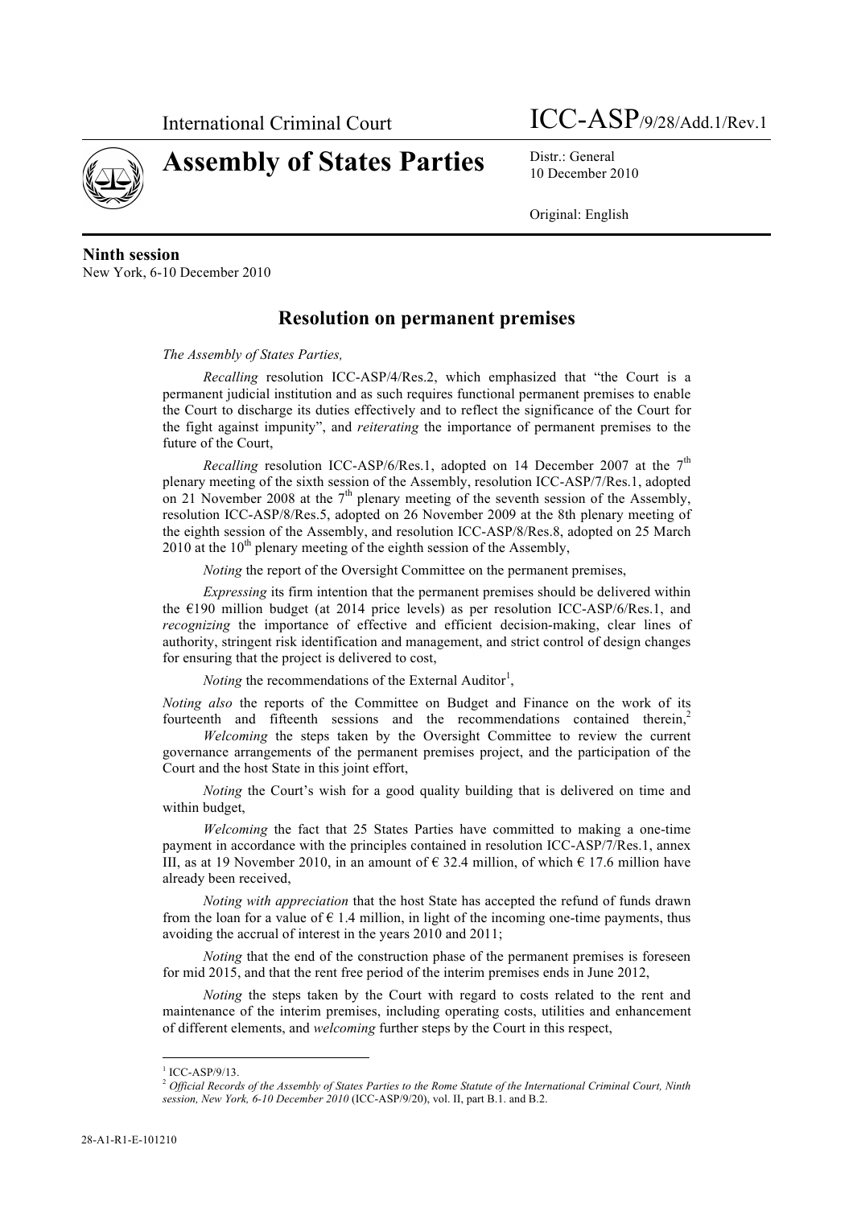International Criminal Court

ICC-ASP/9/28/Add.1/Rev.1

# Assembly of States Parties

Distr.: General
10 December 2010

Original: English

**Ninth session**
New York, 6-10 December 2010

## Resolution on permanent premises

*The Assembly of States Parties,*

*Recalling* resolution ICC-ASP/4/Res.2, which emphasized that "the Court is a permanent judicial institution and as such requires functional permanent premises to enable the Court to discharge its duties effectively and to reflect the significance of the Court for the fight against impunity", and *reiterating* the importance of permanent premises to the future of the Court,

*Recalling* resolution ICC-ASP/6/Res.1, adopted on 14 December 2007 at the 7th plenary meeting of the sixth session of the Assembly, resolution ICC-ASP/7/Res.1, adopted on 21 November 2008 at the 7th plenary meeting of the seventh session of the Assembly, resolution ICC-ASP/8/Res.5, adopted on 26 November 2009 at the 8th plenary meeting of the eighth session of the Assembly, and resolution ICC-ASP/8/Res.8, adopted on 25 March 2010 at the 10th plenary meeting of the eighth session of the Assembly,

*Noting* the report of the Oversight Committee on the permanent premises,

*Expressing* its firm intention that the permanent premises should be delivered within the €190 million budget (at 2014 price levels) as per resolution ICC-ASP/6/Res.1, and *recognizing* the importance of effective and efficient decision-making, clear lines of authority, stringent risk identification and management, and strict control of design changes for ensuring that the project is delivered to cost,

*Noting* the recommendations of the External Auditor[1],

*Noting also* the reports of the Committee on Budget and Finance on the work of its fourteenth and fifteenth sessions and the recommendations contained therein,[2]

*Welcoming* the steps taken by the Oversight Committee to review the current governance arrangements of the permanent premises project, and the participation of the Court and the host State in this joint effort,

*Noting* the Court's wish for a good quality building that is delivered on time and within budget,

*Welcoming* the fact that 25 States Parties have committed to making a one-time payment in accordance with the principles contained in resolution ICC-ASP/7/Res.1, annex III, as at 19 November 2010, in an amount of € 32.4 million, of which € 17.6 million have already been received,

*Noting with appreciation* that the host State has accepted the refund of funds drawn from the loan for a value of € 1.4 million, in light of the incoming one-time payments, thus avoiding the accrual of interest in the years 2010 and 2011;

*Noting* that the end of the construction phase of the permanent premises is foreseen for mid 2015, and that the rent free period of the interim premises ends in June 2012,

*Noting* the steps taken by the Court with regard to costs related to the rent and maintenance of the interim premises, including operating costs, utilities and enhancement of different elements, and *welcoming* further steps by the Court in this respect,

---

[1] ICC-ASP/9/13.

[2] *Official Records of the Assembly of States Parties to the Rome Statute of the International Criminal Court, Ninth session, New York, 6-10 December 2010* (ICC-ASP/9/20), vol. II, part B.1. and B.2.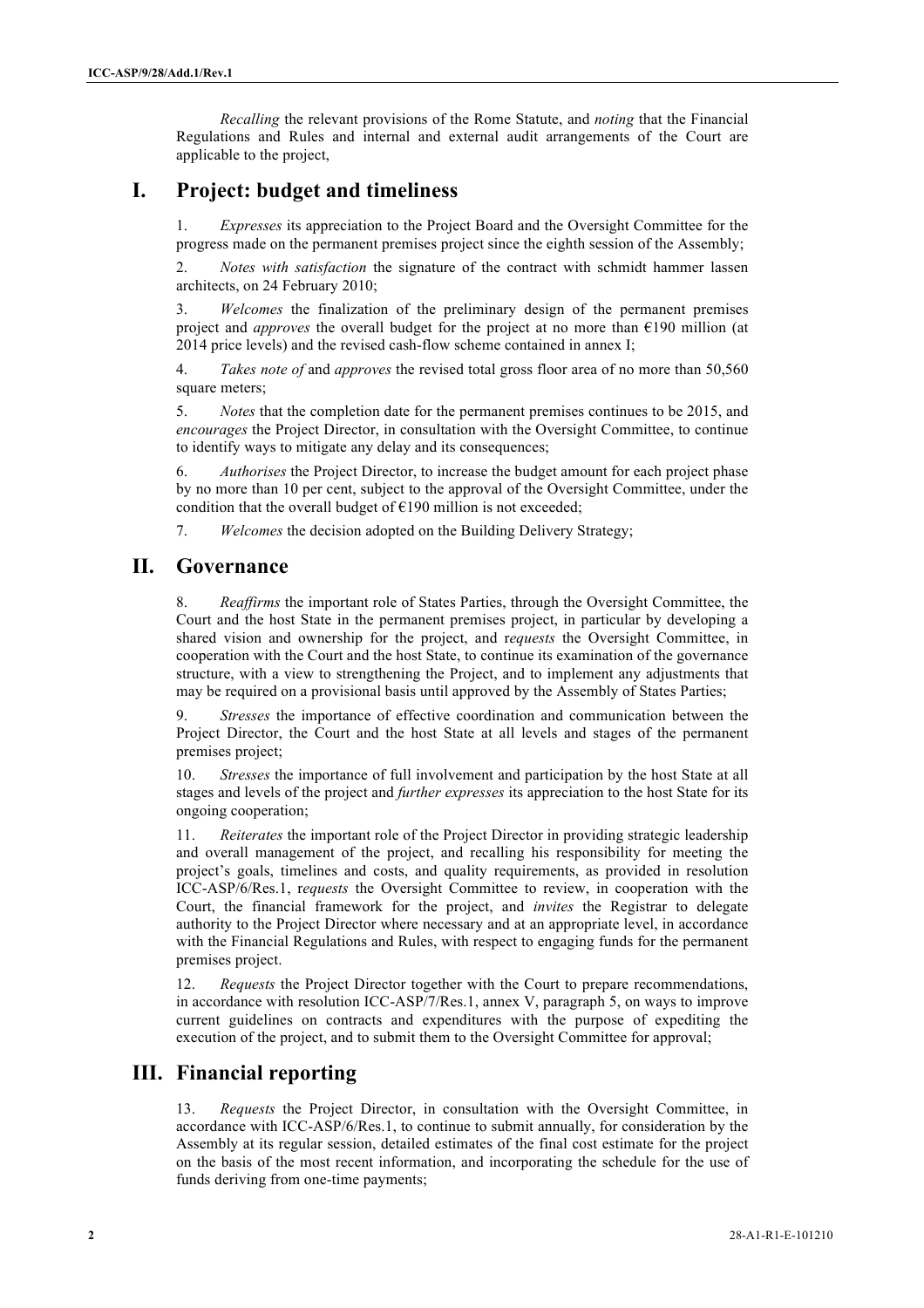*Recalling* the relevant provisions of the Rome Statute, and *noting* that the Financial Regulations and Rules and internal and external audit arrangements of the Court are applicable to the project,

# I. Project: budget and timeliness

1. *Expresses* its appreciation to the Project Board and the Oversight Committee for the progress made on the permanent premises project since the eighth session of the Assembly;

2. *Notes with satisfaction* the signature of the contract with schmidt hammer lassen architects, on 24 February 2010;

3. *Welcomes* the finalization of the preliminary design of the permanent premises project and *approves* the overall budget for the project at no more than €190 million (at 2014 price levels) and the revised cash-flow scheme contained in annex I;

4. *Takes note of* and *approves* the revised total gross floor area of no more than 50,560 square meters;

5. *Notes* that the completion date for the permanent premises continues to be 2015, and *encourages* the Project Director, in consultation with the Oversight Committee, to continue to identify ways to mitigate any delay and its consequences;

6. *Authorises* the Project Director, to increase the budget amount for each project phase by no more than 10 per cent, subject to the approval of the Oversight Committee, under the condition that the overall budget of €190 million is not exceeded;

7. *Welcomes* the decision adopted on the Building Delivery Strategy;

# II. Governance

8. *Reaffirms* the important role of States Parties, through the Oversight Committee, the Court and the host State in the permanent premises project, in particular by developing a shared vision and ownership for the project, and r*equests* the Oversight Committee, in cooperation with the Court and the host State, to continue its examination of the governance structure, with a view to strengthening the Project, and to implement any adjustments that may be required on a provisional basis until approved by the Assembly of States Parties;

9. *Stresses* the importance of effective coordination and communication between the Project Director, the Court and the host State at all levels and stages of the permanent premises project;

10. *Stresses* the importance of full involvement and participation by the host State at all stages and levels of the project and *further expresses* its appreciation to the host State for its ongoing cooperation;

11. *Reiterates* the important role of the Project Director in providing strategic leadership and overall management of the project, and recalling his responsibility for meeting the project's goals, timelines and costs, and quality requirements, as provided in resolution ICC-ASP/6/Res.1, r*equests* the Oversight Committee to review, in cooperation with the Court, the financial framework for the project, and *invites* the Registrar to delegate authority to the Project Director where necessary and at an appropriate level, in accordance with the Financial Regulations and Rules, with respect to engaging funds for the permanent premises project.

12. *Requests* the Project Director together with the Court to prepare recommendations, in accordance with resolution ICC-ASP/7/Res.1, annex V, paragraph 5, on ways to improve current guidelines on contracts and expenditures with the purpose of expediting the execution of the project, and to submit them to the Oversight Committee for approval;

# III. Financial reporting

13. *Requests* the Project Director, in consultation with the Oversight Committee, in accordance with ICC-ASP/6/Res.1, to continue to submit annually, for consideration by the Assembly at its regular session, detailed estimates of the final cost estimate for the project on the basis of the most recent information, and incorporating the schedule for the use of funds deriving from one-time payments;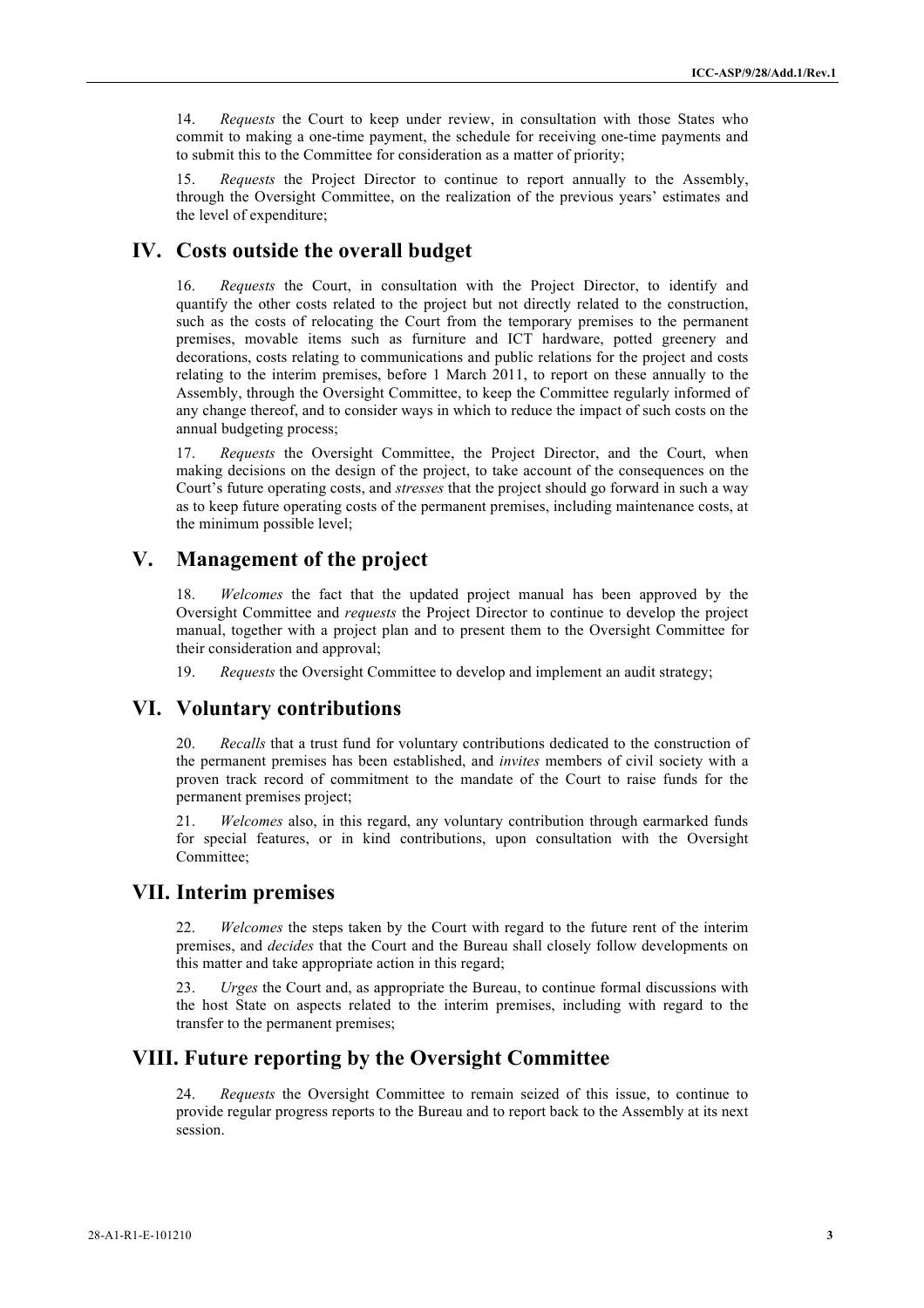14. *Requests* the Court to keep under review, in consultation with those States who commit to making a one-time payment, the schedule for receiving one-time payments and to submit this to the Committee for consideration as a matter of priority;

15. *Requests* the Project Director to continue to report annually to the Assembly, through the Oversight Committee, on the realization of the previous years' estimates and the level of expenditure;

## IV. Costs outside the overall budget

16. *Requests* the Court, in consultation with the Project Director, to identify and quantify the other costs related to the project but not directly related to the construction, such as the costs of relocating the Court from the temporary premises to the permanent premises, movable items such as furniture and ICT hardware, potted greenery and decorations, costs relating to communications and public relations for the project and costs relating to the interim premises, before 1 March 2011, to report on these annually to the Assembly, through the Oversight Committee, to keep the Committee regularly informed of any change thereof, and to consider ways in which to reduce the impact of such costs on the annual budgeting process;

17. *Requests* the Oversight Committee, the Project Director, and the Court, when making decisions on the design of the project, to take account of the consequences on the Court's future operating costs, and *stresses* that the project should go forward in such a way as to keep future operating costs of the permanent premises, including maintenance costs, at the minimum possible level;

## V. Management of the project

18. *Welcomes* the fact that the updated project manual has been approved by the Oversight Committee and *requests* the Project Director to continue to develop the project manual, together with a project plan and to present them to the Oversight Committee for their consideration and approval;

19. *Requests* the Oversight Committee to develop and implement an audit strategy;

## VI. Voluntary contributions

20. *Recalls* that a trust fund for voluntary contributions dedicated to the construction of the permanent premises has been established, and *invites* members of civil society with a proven track record of commitment to the mandate of the Court to raise funds for the permanent premises project;

21. *Welcomes* also, in this regard, any voluntary contribution through earmarked funds for special features, or in kind contributions, upon consultation with the Oversight Committee;

## VII. Interim premises

22. *Welcomes* the steps taken by the Court with regard to the future rent of the interim premises, and *decides* that the Court and the Bureau shall closely follow developments on this matter and take appropriate action in this regard;

23. *Urges* the Court and, as appropriate the Bureau, to continue formal discussions with the host State on aspects related to the interim premises, including with regard to the transfer to the permanent premises;

## VIII. Future reporting by the Oversight Committee

24. *Requests* the Oversight Committee to remain seized of this issue, to continue to provide regular progress reports to the Bureau and to report back to the Assembly at its next session.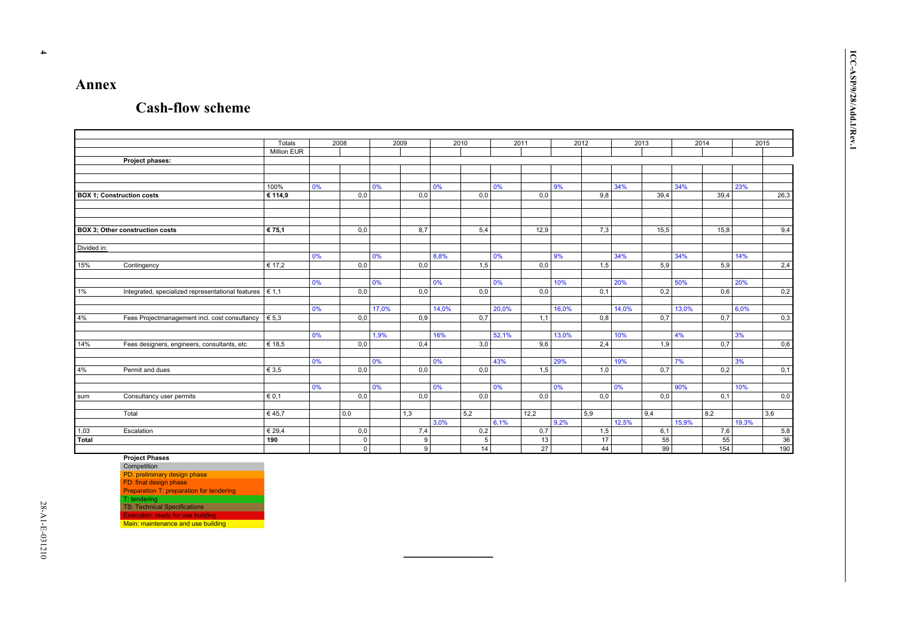# Annex

## Cash-flow scheme

| | | Totals | 2008 | | 2009 | | 2010 | | 2011 | | 2012 | | 2013 | | 2014 | | 2015 | |
|---|---|---|---|---|---|---|---|---|---|---|---|---|---|---|---|---|---|---|
| | | Million EUR | | | | | | | | | | | | | | | | |
| | **Project phases:** | | | | | | | | | | | | | | | | | |
| | | 100% | 0% | | 0% | | 0% | | 0% | | 9% | | 34% | | 34% | | 23% | |
| **BOX 1; Construction costs** | | **€ 114,9** | | 0,0 | | 0,0 | | 0,0 | | 0,0 | | 9,8 | | 39,4 | | 39,4 | | 26,3 |
| **BOX 3; Other construction costs** | | **€ 75,1** | | 0,0 | | 8,7 | | 5,4 | | 12,9 | | 7,3 | | 15,5 | | 15,8 | | 9,4 |
| Divided in: | | | | | | | | | | | | | | | | | | |
| | | | 0% | | 0% | | 8,8% | | 0% | | 9% | | 34% | | 34% | | 14% | |
| 15% | Contingency | € 17,2 | | 0,0 | | 0,0 | | 1,5 | | 0,0 | | 1,5 | | 5,9 | | 5,9 | | 2,4 |
| | | | 0% | | 0% | | 0% | | 0% | | 10% | | 20% | | 50% | | 20% | |
| 1% | Integrated, specialized representational features | € 1,1 | | 0,0 | | 0,0 | | 0,0 | | 0,0 | | 0,1 | | 0,2 | | 0,6 | | 0,2 |
| | | | 0% | | 17,0% | | 14,0% | | 20,0% | | 16,0% | | 14,0% | | 13,0% | | 6,0% | |
| 4% | Fees Projectmanagement incl. cost consultancy | € 5,3 | | 0,0 | | 0,9 | | 0,7 | | 1,1 | | 0,8 | | 0,7 | | 0,7 | | 0,3 |
| | | | 0% | | 1,9% | | 16% | | 52,1% | | 13,0% | | 10% | | 4% | | 3% | |
| 14% | Fees designers, engineers, consultants, etc | € 18,5 | | 0,0 | | 0,4 | | 3,0 | | 9,6 | | 2,4 | | 1,9 | | 0,7 | | 0,6 |
| | | | 0% | | 0% | | 0% | | 43% | | 29% | | 19% | | 7% | | 3% | |
| 4% | Permit and dues | € 3,5 | | 0,0 | | 0,0 | | 0,0 | | 1,5 | | 1,0 | | 0,7 | | 0,2 | | 0,1 |
| | | | 0% | | 0% | | 0% | | 0% | | 0% | | 0% | | 90% | | 10% | |
| sum | Consultancy user permits | € 0,1 | | 0,0 | | 0,0 | | 0,0 | | 0,0 | | 0,0 | | 0,0 | | 0,1 | | 0,0 |
| | Total | € 45,7 | 0,0 | | 1,3 | | 5,2 | | 12,2 | | 5,9 | | 9,4 | | 8,2 | | 3,6 | |
| | | | | | | | 3,0% | | 6,1% | | 9,2% | | 12,5% | | 15,9% | | 19,3% | |
| 1,03 | Escalation | € 29,4 | | 0,0 | | 7,4 | | 0,2 | | 0,7 | | 1,5 | | 6,1 | | 7,6 | | 5,8 |
| **Total** | | **190** | | 0 | | 9 | | 5 | | 13 | | 17 | | 55 | | 55 | | 36 |
| | | | | 0 | | 9 | | 14 | | 27 | | 44 | | 99 | | 154 | | 190 |

**Project Phases**

- Competition
- PD: preliminary design phase
- FD: final design phase
- Preparation T: preparation for tendering
- T: tendering
- TS: Technical Specifications
- Execution: ready for use building
- Main: maintenance and use building